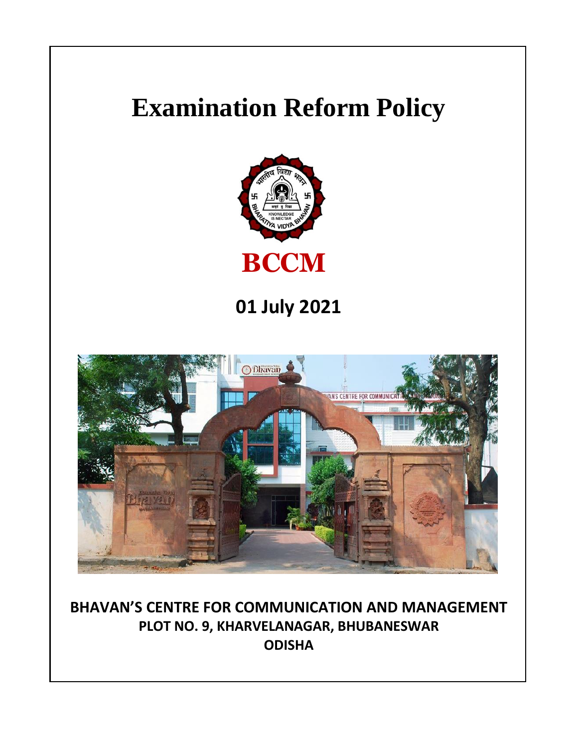# Examination Reform Policy

**BCCM**

## 01 July 2021

**BHAVAN'S CENTRE FOR COMMUNICATION AND MANAGEMENT**
**PLOT NO. 9, KHARVELANAGAR, BHUBANESWAR**
**ODISHA**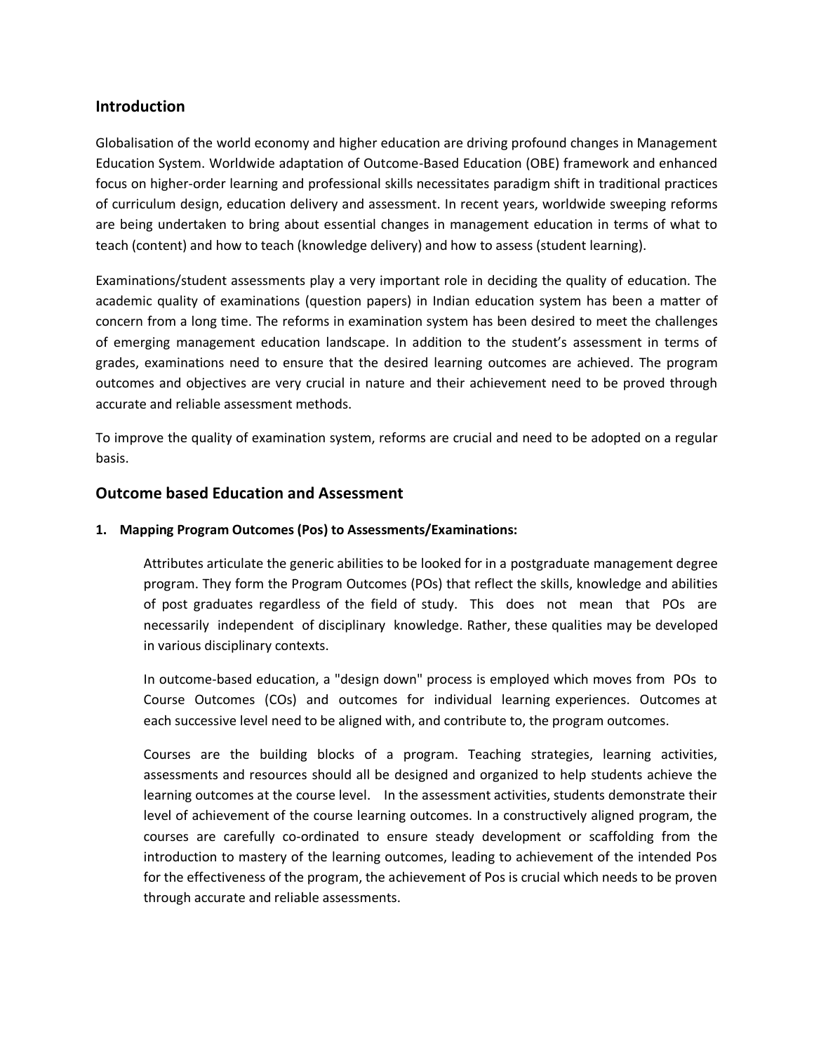## Introduction

Globalisation of the world economy and higher education are driving profound changes in Management Education System. Worldwide adaptation of Outcome-Based Education (OBE) framework and enhanced focus on higher-order learning and professional skills necessitates paradigm shift in traditional practices of curriculum design, education delivery and assessment. In recent years, worldwide sweeping reforms are being undertaken to bring about essential changes in management education in terms of what to teach (content) and how to teach (knowledge delivery) and how to assess (student learning).

Examinations/student assessments play a very important role in deciding the quality of education. The academic quality of examinations (question papers) in Indian education system has been a matter of concern from a long time. The reforms in examination system has been desired to meet the challenges of emerging management education landscape. In addition to the student's assessment in terms of grades, examinations need to ensure that the desired learning outcomes are achieved. The program outcomes and objectives are very crucial in nature and their achievement need to be proved through accurate and reliable assessment methods.

To improve the quality of examination system, reforms are crucial and need to be adopted on a regular basis.

## Outcome based Education and Assessment

**1. Mapping Program Outcomes (Pos) to Assessments/Examinations:**

Attributes articulate the generic abilities to be looked for in a postgraduate management degree program. They form the Program Outcomes (POs) that reflect the skills, knowledge and abilities of post graduates regardless of the field of study. This does not mean that POs are necessarily independent of disciplinary knowledge. Rather, these qualities may be developed in various disciplinary contexts.

In outcome-based education, a "design down" process is employed which moves from POs to Course Outcomes (COs) and outcomes for individual learning experiences. Outcomes at each successive level need to be aligned with, and contribute to, the program outcomes.

Courses are the building blocks of a program. Teaching strategies, learning activities, assessments and resources should all be designed and organized to help students achieve the learning outcomes at the course level. In the assessment activities, students demonstrate their level of achievement of the course learning outcomes. In a constructively aligned program, the courses are carefully co-ordinated to ensure steady development or scaffolding from the introduction to mastery of the learning outcomes, leading to achievement of the intended Pos for the effectiveness of the program, the achievement of Pos is crucial which needs to be proven through accurate and reliable assessments.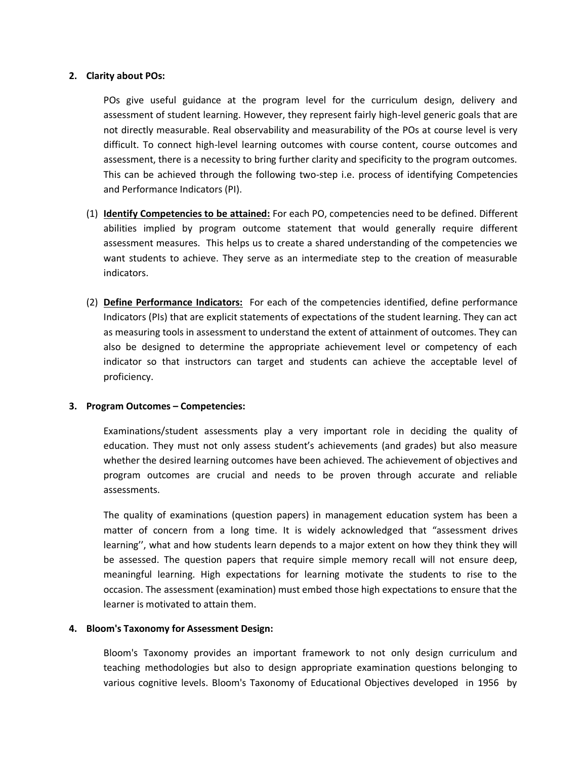**2. Clarity about POs:**

POs give useful guidance at the program level for the curriculum design, delivery and assessment of student learning. However, they represent fairly high-level generic goals that are not directly measurable. Real observability and measurability of the POs at course level is very difficult. To connect high-level learning outcomes with course content, course outcomes and assessment, there is a necessity to bring further clarity and specificity to the program outcomes. This can be achieved through the following two-step i.e. process of identifying Competencies and Performance Indicators (PI).

(1) **<u>Identify Competencies to be attained:</u>** For each PO, competencies need to be defined. Different abilities implied by program outcome statement that would generally require different assessment measures. This helps us to create a shared understanding of the competencies we want students to achieve. They serve as an intermediate step to the creation of measurable indicators.

(2) **<u>Define Performance Indicators:</u>** For each of the competencies identified, define performance Indicators (PIs) that are explicit statements of expectations of the student learning. They can act as measuring tools in assessment to understand the extent of attainment of outcomes. They can also be designed to determine the appropriate achievement level or competency of each indicator so that instructors can target and students can achieve the acceptable level of proficiency.

**3. Program Outcomes – Competencies:**

Examinations/student assessments play a very important role in deciding the quality of education. They must not only assess student's achievements (and grades) but also measure whether the desired learning outcomes have been achieved. The achievement of objectives and program outcomes are crucial and needs to be proven through accurate and reliable assessments.

The quality of examinations (question papers) in management education system has been a matter of concern from a long time. It is widely acknowledged that "assessment drives learning'', what and how students learn depends to a major extent on how they think they will be assessed. The question papers that require simple memory recall will not ensure deep, meaningful learning. High expectations for learning motivate the students to rise to the occasion. The assessment (examination) must embed those high expectations to ensure that the learner is motivated to attain them.

**4. Bloom's Taxonomy for Assessment Design:**

Bloom's Taxonomy provides an important framework to not only design curriculum and teaching methodologies but also to design appropriate examination questions belonging to various cognitive levels. Bloom's Taxonomy of Educational Objectives developed in 1956 by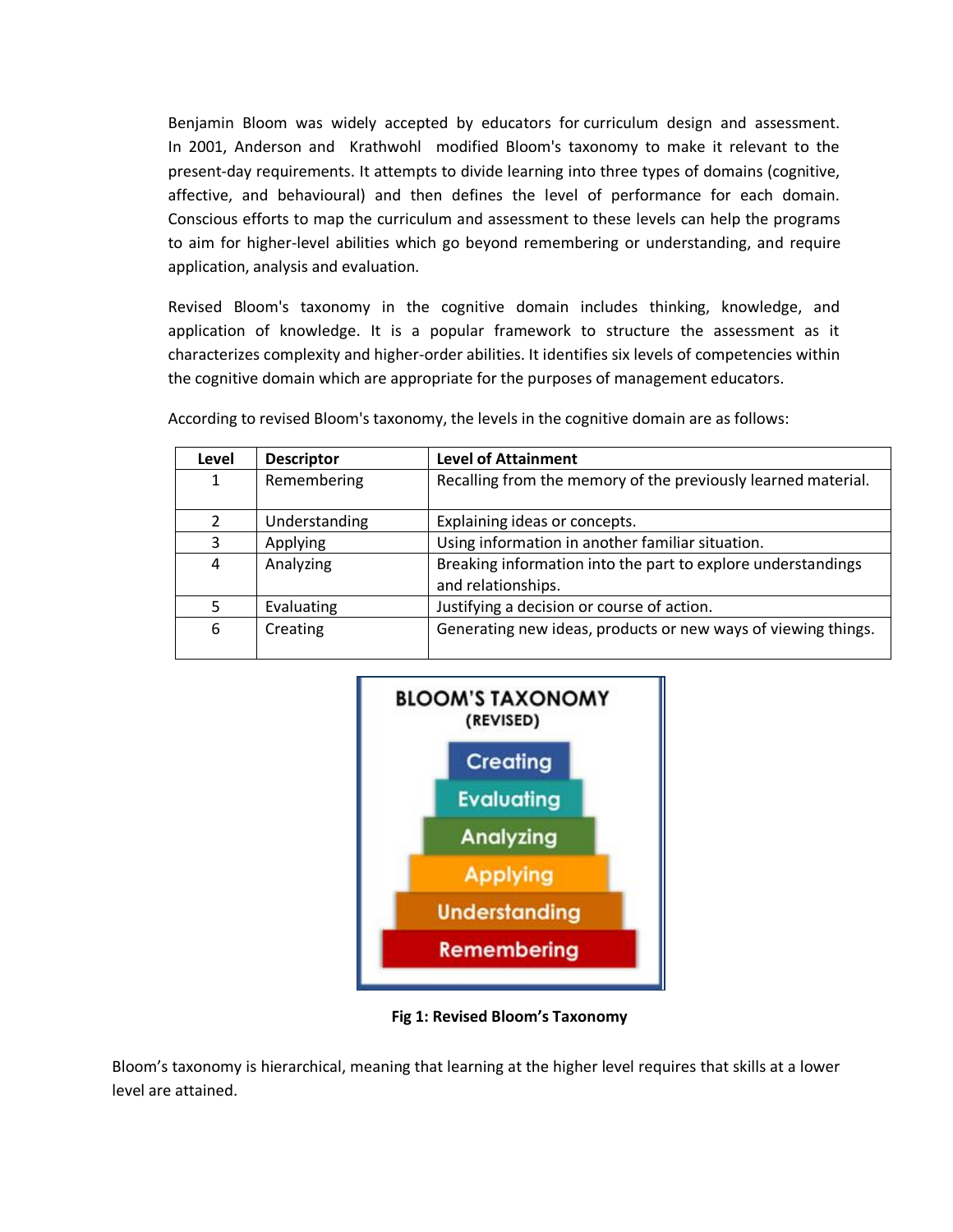Benjamin Bloom was widely accepted by educators for curriculum design and assessment. In 2001, Anderson and Krathwohl modified Bloom's taxonomy to make it relevant to the present-day requirements. It attempts to divide learning into three types of domains (cognitive, affective, and behavioural) and then defines the level of performance for each domain. Conscious efforts to map the curriculum and assessment to these levels can help the programs to aim for higher-level abilities which go beyond remembering or understanding, and require application, analysis and evaluation.

Revised Bloom's taxonomy in the cognitive domain includes thinking, knowledge, and application of knowledge. It is a popular framework to structure the assessment as it characterizes complexity and higher-order abilities. It identifies six levels of competencies within the cognitive domain which are appropriate for the purposes of management educators.

According to revised Bloom's taxonomy, the levels in the cognitive domain are as follows:

| Level | Descriptor | Level of Attainment |
|---|---|---|
| 1 | Remembering | Recalling from the memory of the previously learned material. |
| 2 | Understanding | Explaining ideas or concepts. |
| 3 | Applying | Using information in another familiar situation. |
| 4 | Analyzing | Breaking information into the part to explore understandings and relationships. |
| 5 | Evaluating | Justifying a decision or course of action. |
| 6 | Creating | Generating new ideas, products or new ways of viewing things. |

**Fig 1: Revised Bloom's Taxonomy**

Bloom's taxonomy is hierarchical, meaning that learning at the higher level requires that skills at a lower level are attained.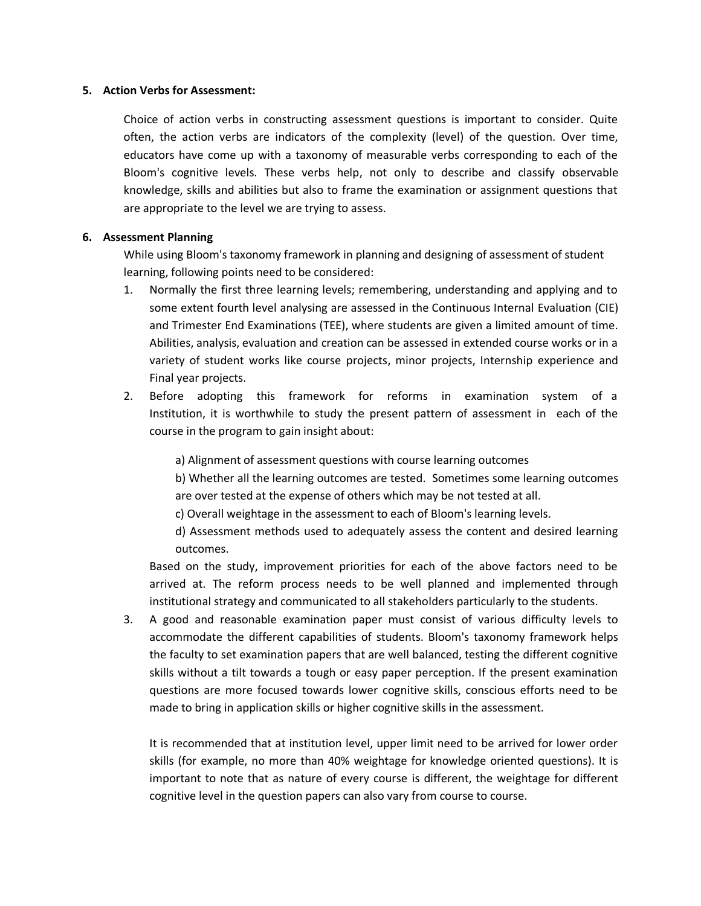**5. Action Verbs for Assessment:**

Choice of action verbs in constructing assessment questions is important to consider. Quite often, the action verbs are indicators of the complexity (level) of the question. Over time, educators have come up with a taxonomy of measurable verbs corresponding to each of the Bloom's cognitive levels. These verbs help, not only to describe and classify observable knowledge, skills and abilities but also to frame the examination or assignment questions that are appropriate to the level we are trying to assess.

**6. Assessment Planning**

While using Bloom's taxonomy framework in planning and designing of assessment of student learning, following points need to be considered:

1. Normally the first three learning levels; remembering, understanding and applying and to some extent fourth level analysing are assessed in the Continuous Internal Evaluation (CIE) and Trimester End Examinations (TEE), where students are given a limited amount of time. Abilities, analysis, evaluation and creation can be assessed in extended course works or in a variety of student works like course projects, minor projects, Internship experience and Final year projects.
2. Before adopting this framework for reforms in examination system of a Institution, it is worthwhile to study the present pattern of assessment in each of the course in the program to gain insight about:

   a) Alignment of assessment questions with course learning outcomes

   b) Whether all the learning outcomes are tested. Sometimes some learning outcomes are over tested at the expense of others which may be not tested at all.

   c) Overall weightage in the assessment to each of Bloom's learning levels.

   d) Assessment methods used to adequately assess the content and desired learning outcomes.

   Based on the study, improvement priorities for each of the above factors need to be arrived at. The reform process needs to be well planned and implemented through institutional strategy and communicated to all stakeholders particularly to the students.
3. A good and reasonable examination paper must consist of various difficulty levels to accommodate the different capabilities of students. Bloom's taxonomy framework helps the faculty to set examination papers that are well balanced, testing the different cognitive skills without a tilt towards a tough or easy paper perception. If the present examination questions are more focused towards lower cognitive skills, conscious efforts need to be made to bring in application skills or higher cognitive skills in the assessment.

   It is recommended that at institution level, upper limit need to be arrived for lower order skills (for example, no more than 40% weightage for knowledge oriented questions). It is important to note that as nature of every course is different, the weightage for different cognitive level in the question papers can also vary from course to course.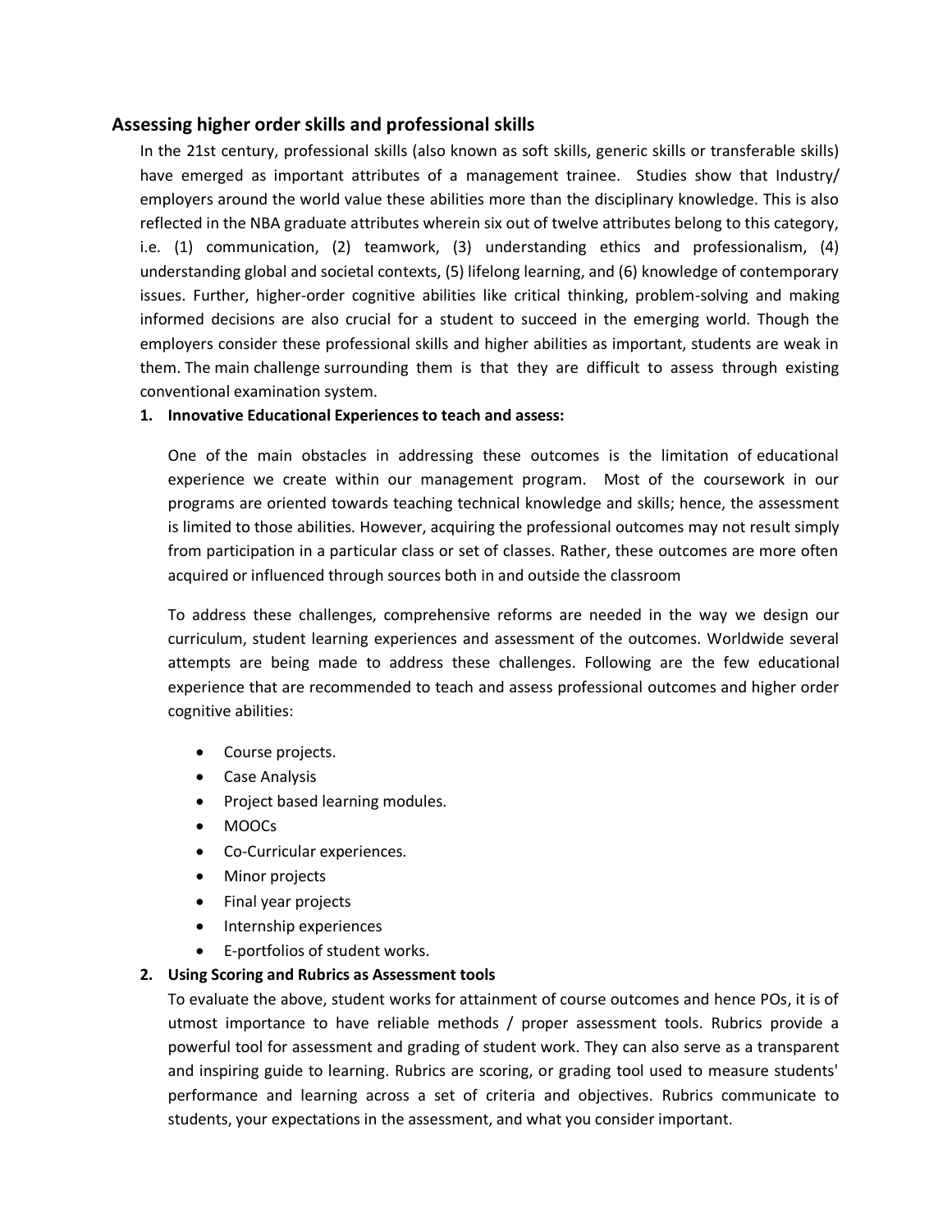## Assessing higher order skills and professional skills

In the 21st century, professional skills (also known as soft skills, generic skills or transferable skills) have emerged as important attributes of a management trainee. Studies show that Industry/ employers around the world value these abilities more than the disciplinary knowledge. This is also reflected in the NBA graduate attributes wherein six out of twelve attributes belong to this category, i.e. (1) communication, (2) teamwork, (3) understanding ethics and professionalism, (4) understanding global and societal contexts, (5) lifelong learning, and (6) knowledge of contemporary issues. Further, higher-order cognitive abilities like critical thinking, problem-solving and making informed decisions are also crucial for a student to succeed in the emerging world. Though the employers consider these professional skills and higher abilities as important, students are weak in them. The main challenge surrounding them is that they are difficult to assess through existing conventional examination system.

1. **Innovative Educational Experiences to teach and assess:**

   One of the main obstacles in addressing these outcomes is the limitation of educational experience we create within our management program. Most of the coursework in our programs are oriented towards teaching technical knowledge and skills; hence, the assessment is limited to those abilities. However, acquiring the professional outcomes may not result simply from participation in a particular class or set of classes. Rather, these outcomes are more often acquired or influenced through sources both in and outside the classroom

   To address these challenges, comprehensive reforms are needed in the way we design our curriculum, student learning experiences and assessment of the outcomes. Worldwide several attempts are being made to address these challenges. Following are the few educational experience that are recommended to teach and assess professional outcomes and higher order cognitive abilities:

   - Course projects.
   - Case Analysis
   - Project based learning modules.
   - MOOCs
   - Co-Curricular experiences.
   - Minor projects
   - Final year projects
   - Internship experiences
   - E-portfolios of student works.

2. **Using Scoring and Rubrics as Assessment tools**

   To evaluate the above, student works for attainment of course outcomes and hence POs, it is of utmost importance to have reliable methods / proper assessment tools. Rubrics provide a powerful tool for assessment and grading of student work. They can also serve as a transparent and inspiring guide to learning. Rubrics are scoring, or grading tool used to measure students' performance and learning across a set of criteria and objectives. Rubrics communicate to students, your expectations in the assessment, and what you consider important.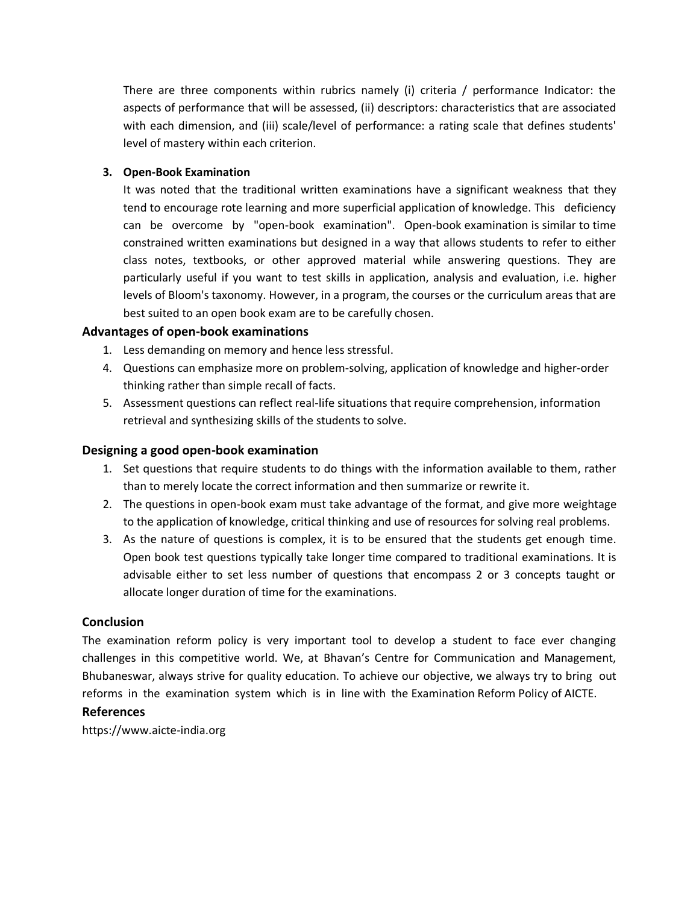There are three components within rubrics namely (i) criteria / performance Indicator: the aspects of performance that will be assessed, (ii) descriptors: characteristics that are associated with each dimension, and (iii) scale/level of performance: a rating scale that defines students' level of mastery within each criterion.

3. **Open-Book Examination**

   It was noted that the traditional written examinations have a significant weakness that they tend to encourage rote learning and more superficial application of knowledge. This deficiency can be overcome by "open-book examination". Open-book examination is similar to time constrained written examinations but designed in a way that allows students to refer to either class notes, textbooks, or other approved material while answering questions. They are particularly useful if you want to test skills in application, analysis and evaluation, i.e. higher levels of Bloom's taxonomy. However, in a program, the courses or the curriculum areas that are best suited to an open book exam are to be carefully chosen.

### Advantages of open-book examinations

1. Less demanding on memory and hence less stressful.
4. Questions can emphasize more on problem-solving, application of knowledge and higher-order thinking rather than simple recall of facts.
5. Assessment questions can reflect real-life situations that require comprehension, information retrieval and synthesizing skills of the students to solve.

### Designing a good open-book examination

1. Set questions that require students to do things with the information available to them, rather than to merely locate the correct information and then summarize or rewrite it.
2. The questions in open-book exam must take advantage of the format, and give more weightage to the application of knowledge, critical thinking and use of resources for solving real problems.
3. As the nature of questions is complex, it is to be ensured that the students get enough time. Open book test questions typically take longer time compared to traditional examinations. It is advisable either to set less number of questions that encompass 2 or 3 concepts taught or allocate longer duration of time for the examinations.

### Conclusion

The examination reform policy is very important tool to develop a student to face ever changing challenges in this competitive world. We, at Bhavan's Centre for Communication and Management, Bhubaneswar, always strive for quality education. To achieve our objective, we always try to bring out reforms in the examination system which is in line with the Examination Reform Policy of AICTE.

### References

https://www.aicte-india.org